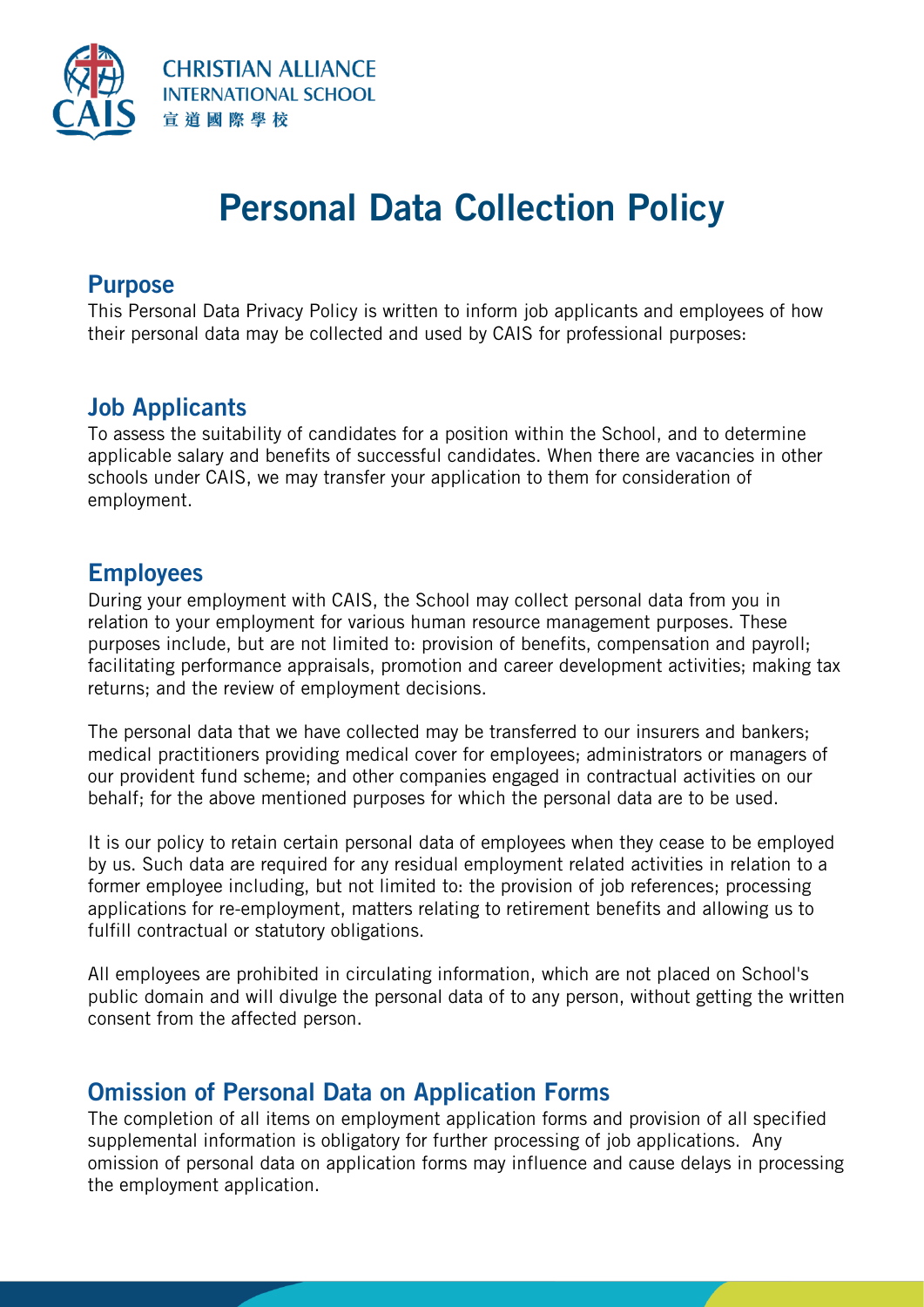CHRISTIAN ALLIANCE INTERNATIONAL SCHOOL

宣道國際學校

# Personal Data Collection Policy

## Purpose

This Personal Data Privacy Policy is written to inform job applicants and employees of how their personal data may be collected and used by CAIS for professional purposes:

## Job Applicants

To assess the suitability of candidates for a position within the School, and to determine applicable salary and benefits of successful candidates. When there are vacancies in other schools under CAIS, we may transfer your application to them for consideration of employment.

## Employees

During your employment with CAIS, the School may collect personal data from you in relation to your employment for various human resource management purposes. These purposes include, but are not limited to: provision of benefits, compensation and payroll; facilitating performance appraisals, promotion and career development activities; making tax returns; and the review of employment decisions.

The personal data that we have collected may be transferred to our insurers and bankers; medical practitioners providing medical cover for employees; administrators or managers of our provident fund scheme; and other companies engaged in contractual activities on our behalf; for the above mentioned purposes for which the personal data are to be used.

It is our policy to retain certain personal data of employees when they cease to be employed by us. Such data are required for any residual employment related activities in relation to a former employee including, but not limited to: the provision of job references; processing applications for re-employment, matters relating to retirement benefits and allowing us to fulfill contractual or statutory obligations.

All employees are prohibited in circulating information, which are not placed on School's public domain and will divulge the personal data of to any person, without getting the written consent from the affected person.

## Omission of Personal Data on Application Forms

The completion of all items on employment application forms and provision of all specified supplemental information is obligatory for further processing of job applications. Any omission of personal data on application forms may influence and cause delays in processing the employment application.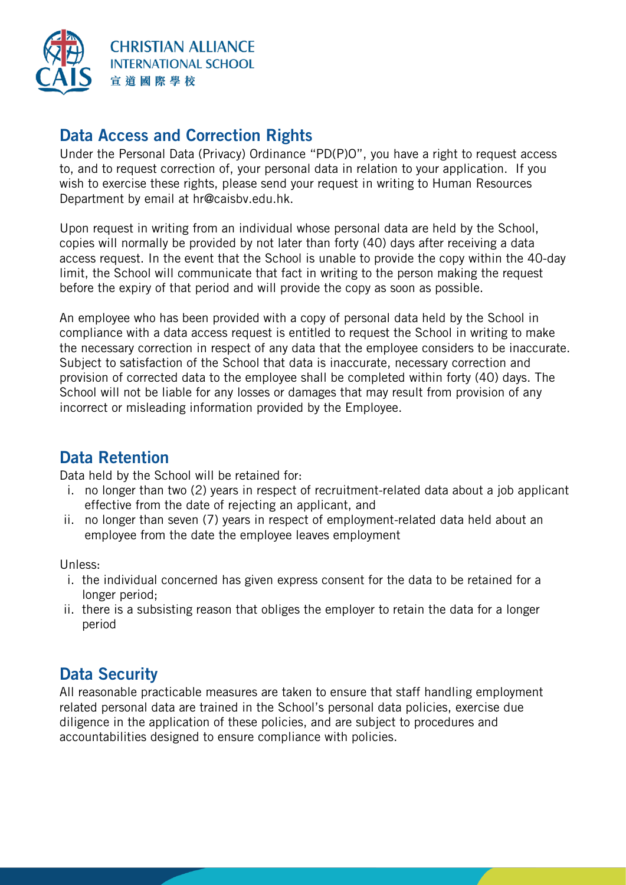## Data Access and Correction Rights

Under the Personal Data (Privacy) Ordinance "PD(P)O", you have a right to request access to, and to request correction of, your personal data in relation to your application. If you wish to exercise these rights, please send your request in writing to Human Resources Department by email at hr@caisbv.edu.hk.

Upon request in writing from an individual whose personal data are held by the School, copies will normally be provided by not later than forty (40) days after receiving a data access request. In the event that the School is unable to provide the copy within the 40-day limit, the School will communicate that fact in writing to the person making the request before the expiry of that period and will provide the copy as soon as possible.

An employee who has been provided with a copy of personal data held by the School in compliance with a data access request is entitled to request the School in writing to make the necessary correction in respect of any data that the employee considers to be inaccurate. Subject to satisfaction of the School that data is inaccurate, necessary correction and provision of corrected data to the employee shall be completed within forty (40) days. The School will not be liable for any losses or damages that may result from provision of any incorrect or misleading information provided by the Employee.

## Data Retention

Data held by the School will be retained for:

i. no longer than two (2) years in respect of recruitment-related data about a job applicant effective from the date of rejecting an applicant, and
ii. no longer than seven (7) years in respect of employment-related data held about an employee from the date the employee leaves employment

Unless:

i. the individual concerned has given express consent for the data to be retained for a longer period;
ii. there is a subsisting reason that obliges the employer to retain the data for a longer period

## Data Security

All reasonable practicable measures are taken to ensure that staff handling employment related personal data are trained in the School's personal data policies, exercise due diligence in the application of these policies, and are subject to procedures and accountabilities designed to ensure compliance with policies.